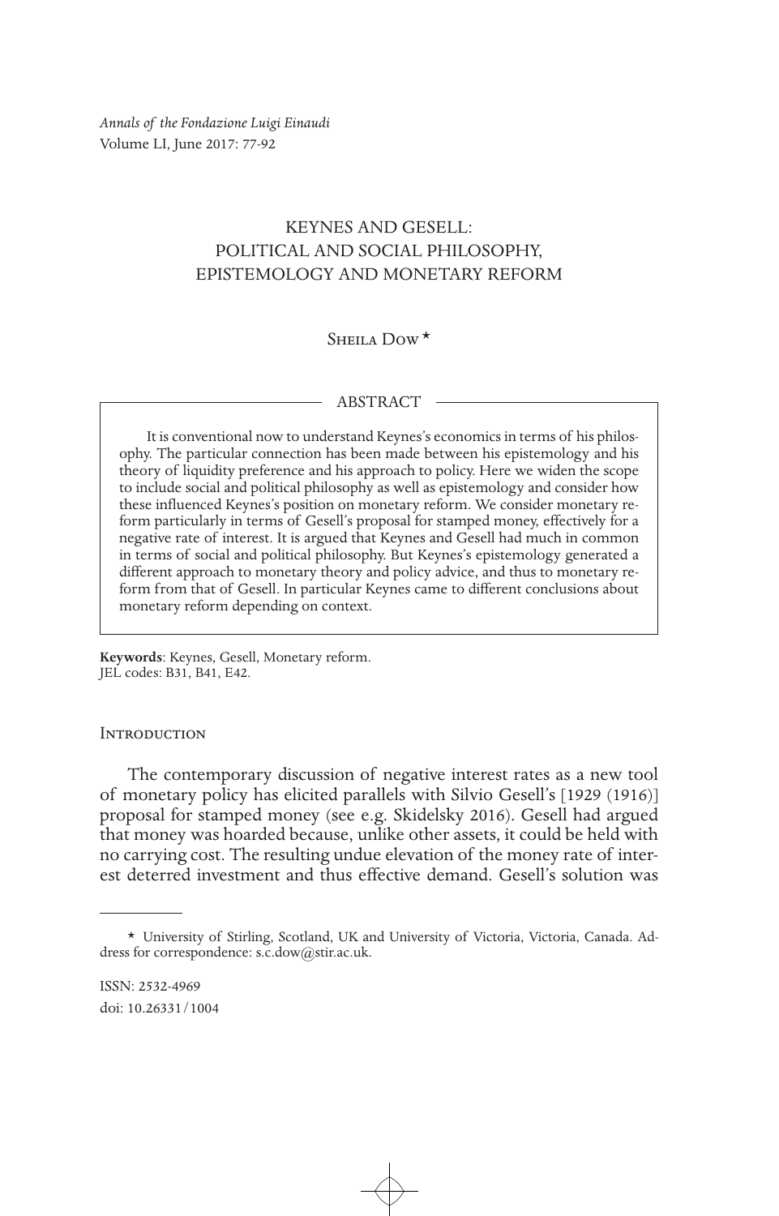*Annals of the Fondazione Luigi Einaudi*
Volume LI, June 2017: 77-92

# KEYNES AND GESELL: POLITICAL AND SOCIAL PHILOSOPHY, EPISTEMOLOGY AND MONETARY REFORM

Sheila Dow*

## ABSTRACT

It is conventional now to understand Keynes's economics in terms of his philosophy. The particular connection has been made between his epistemology and his theory of liquidity preference and his approach to policy. Here we widen the scope to include social and political philosophy as well as epistemology and consider how these influenced Keynes's position on monetary reform. We consider monetary reform particularly in terms of Gesell's proposal for stamped money, effectively for a negative rate of interest. It is argued that Keynes and Gesell had much in common in terms of social and political philosophy. But Keynes's epistemology generated a different approach to monetary theory and policy advice, and thus to monetary reform from that of Gesell. In particular Keynes came to different conclusions about monetary reform depending on context.

**Keywords**: Keynes, Gesell, Monetary reform.
JEL codes: B31, B41, E42.

## Introduction

The contemporary discussion of negative interest rates as a new tool of monetary policy has elicited parallels with Silvio Gesell's [1929 (1916)] proposal for stamped money (see e.g. Skidelsky 2016). Gesell had argued that money was hoarded because, unlike other assets, it could be held with no carrying cost. The resulting undue elevation of the money rate of interest deterred investment and thus effective demand. Gesell's solution was

---

* University of Stirling, Scotland, UK and University of Victoria, Victoria, Canada. Address for correspondence: s.c.dow@stir.ac.uk.

ISSN: 2532-4969
doi: 10.26331/1004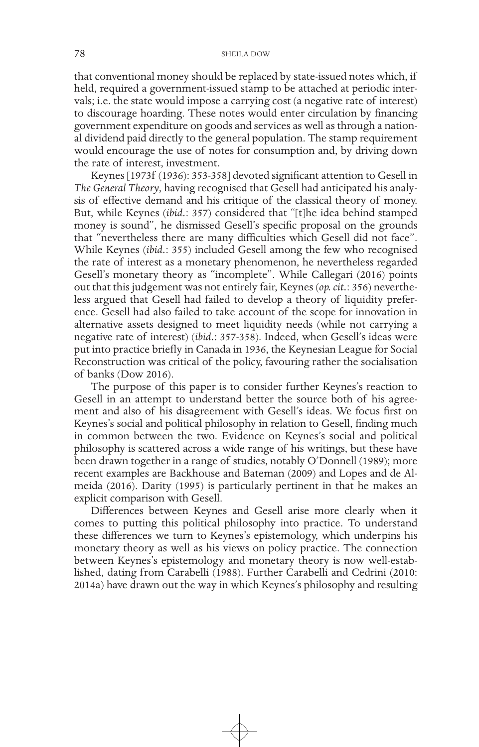that conventional money should be replaced by state-issued notes which, if held, required a government-issued stamp to be attached at periodic intervals; i.e. the state would impose a carrying cost (a negative rate of interest) to discourage hoarding. These notes would enter circulation by financing government expenditure on goods and services as well as through a national dividend paid directly to the general population. The stamp requirement would encourage the use of notes for consumption and, by driving down the rate of interest, investment.

Keynes [1973f (1936): 353-358] devoted significant attention to Gesell in *The General Theory*, having recognised that Gesell had anticipated his analysis of effective demand and his critique of the classical theory of money. But, while Keynes (*ibid.*: 357) considered that "[t]he idea behind stamped money is sound", he dismissed Gesell's specific proposal on the grounds that "nevertheless there are many difficulties which Gesell did not face". While Keynes (*ibid.*: 355) included Gesell among the few who recognised the rate of interest as a monetary phenomenon, he nevertheless regarded Gesell's monetary theory as "incomplete". While Callegari (2016) points out that this judgement was not entirely fair, Keynes (*op. cit.*: 356) nevertheless argued that Gesell had failed to develop a theory of liquidity preference. Gesell had also failed to take account of the scope for innovation in alternative assets designed to meet liquidity needs (while not carrying a negative rate of interest) (*ibid.*: 357-358). Indeed, when Gesell's ideas were put into practice briefly in Canada in 1936, the Keynesian League for Social Reconstruction was critical of the policy, favouring rather the socialisation of banks (Dow 2016).

The purpose of this paper is to consider further Keynes's reaction to Gesell in an attempt to understand better the source both of his agreement and also of his disagreement with Gesell's ideas. We focus first on Keynes's social and political philosophy in relation to Gesell, finding much in common between the two. Evidence on Keynes's social and political philosophy is scattered across a wide range of his writings, but these have been drawn together in a range of studies, notably O'Donnell (1989); more recent examples are Backhouse and Bateman (2009) and Lopes and de Almeida (2016). Darity (1995) is particularly pertinent in that he makes an explicit comparison with Gesell.

Differences between Keynes and Gesell arise more clearly when it comes to putting this political philosophy into practice. To understand these differences we turn to Keynes's epistemology, which underpins his monetary theory as well as his views on policy practice. The connection between Keynes's epistemology and monetary theory is now well-established, dating from Carabelli (1988). Further Carabelli and Cedrini (2010: 2014a) have drawn out the way in which Keynes's philosophy and resulting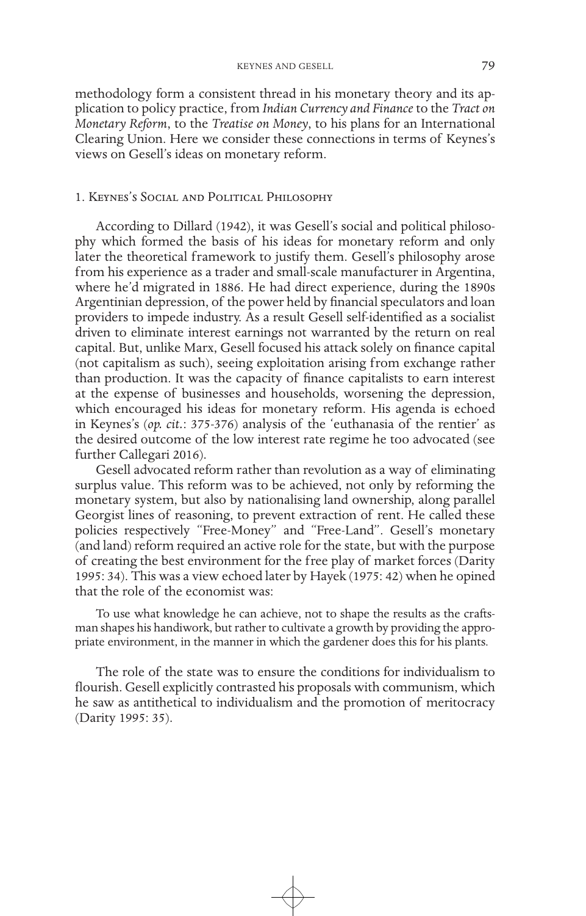methodology form a consistent thread in his monetary theory and its application to policy practice, from *Indian Currency and Finance* to the *Tract on Monetary Reform*, to the *Treatise on Money*, to his plans for an International Clearing Union. Here we consider these connections in terms of Keynes's views on Gesell's ideas on monetary reform.

## 1. Keynes's Social and Political Philosophy

According to Dillard (1942), it was Gesell's social and political philosophy which formed the basis of his ideas for monetary reform and only later the theoretical framework to justify them. Gesell's philosophy arose from his experience as a trader and small-scale manufacturer in Argentina, where he'd migrated in 1886. He had direct experience, during the 1890s Argentinian depression, of the power held by financial speculators and loan providers to impede industry. As a result Gesell self-identified as a socialist driven to eliminate interest earnings not warranted by the return on real capital. But, unlike Marx, Gesell focused his attack solely on finance capital (not capitalism as such), seeing exploitation arising from exchange rather than production. It was the capacity of finance capitalists to earn interest at the expense of businesses and households, worsening the depression, which encouraged his ideas for monetary reform. His agenda is echoed in Keynes's (*op. cit.*: 375-376) analysis of the 'euthanasia of the rentier' as the desired outcome of the low interest rate regime he too advocated (see further Callegari 2016).

Gesell advocated reform rather than revolution as a way of eliminating surplus value. This reform was to be achieved, not only by reforming the monetary system, but also by nationalising land ownership, along parallel Georgist lines of reasoning, to prevent extraction of rent. He called these policies respectively "Free-Money" and "Free-Land". Gesell's monetary (and land) reform required an active role for the state, but with the purpose of creating the best environment for the free play of market forces (Darity 1995: 34). This was a view echoed later by Hayek (1975: 42) when he opined that the role of the economist was:

> To use what knowledge he can achieve, not to shape the results as the craftsman shapes his handiwork, but rather to cultivate a growth by providing the appropriate environment, in the manner in which the gardener does this for his plants.

The role of the state was to ensure the conditions for individualism to flourish. Gesell explicitly contrasted his proposals with communism, which he saw as antithetical to individualism and the promotion of meritocracy (Darity 1995: 35).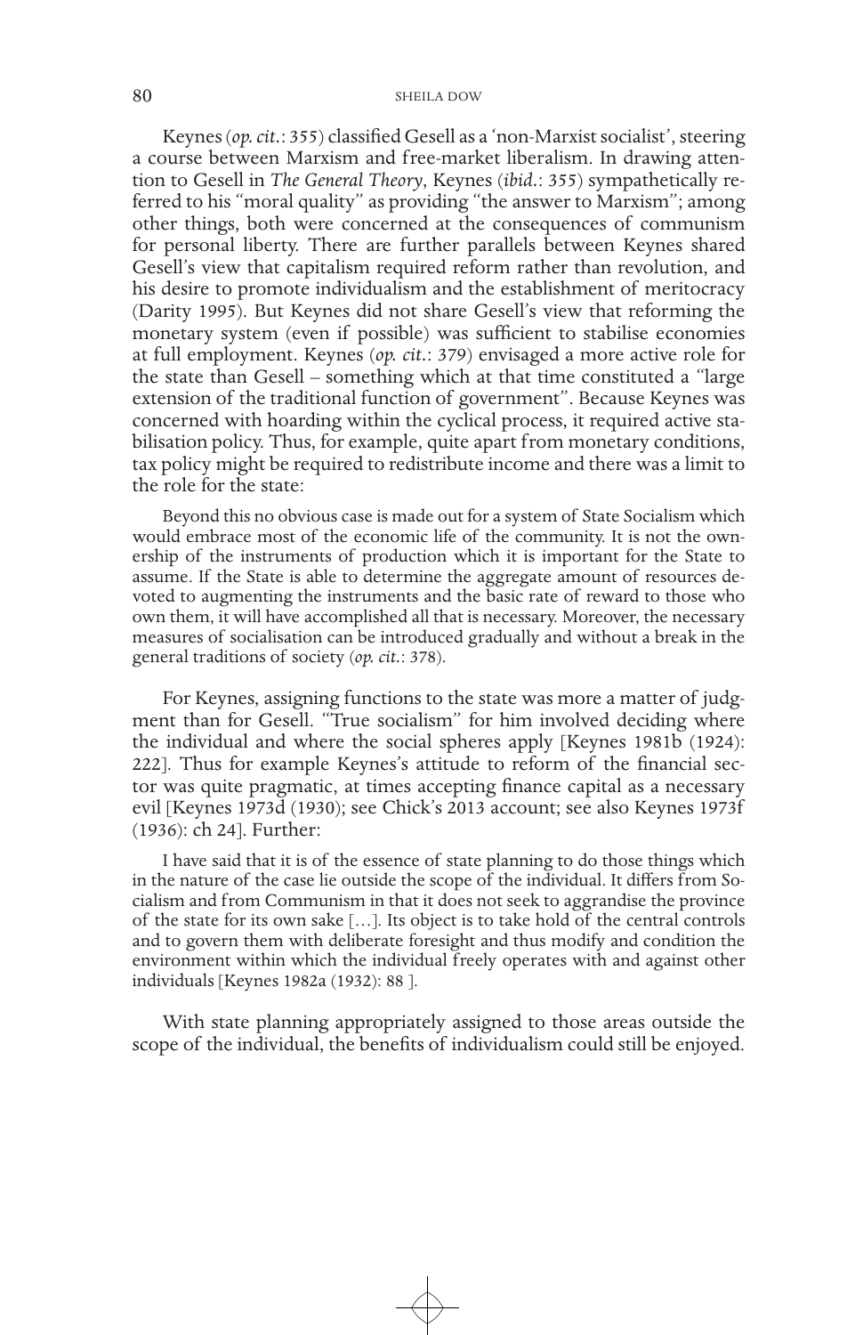Keynes (*op. cit.*: 355) classified Gesell as a 'non-Marxist socialist', steering a course between Marxism and free-market liberalism. In drawing attention to Gesell in *The General Theory*, Keynes (*ibid.*: 355) sympathetically referred to his "moral quality" as providing "the answer to Marxism"; among other things, both were concerned at the consequences of communism for personal liberty. There are further parallels between Keynes shared Gesell's view that capitalism required reform rather than revolution, and his desire to promote individualism and the establishment of meritocracy (Darity 1995). But Keynes did not share Gesell's view that reforming the monetary system (even if possible) was sufficient to stabilise economies at full employment. Keynes (*op. cit.*: 379) envisaged a more active role for the state than Gesell – something which at that time constituted a "large extension of the traditional function of government". Because Keynes was concerned with hoarding within the cyclical process, it required active stabilisation policy. Thus, for example, quite apart from monetary conditions, tax policy might be required to redistribute income and there was a limit to the role for the state:

> Beyond this no obvious case is made out for a system of State Socialism which would embrace most of the economic life of the community. It is not the ownership of the instruments of production which it is important for the State to assume. If the State is able to determine the aggregate amount of resources devoted to augmenting the instruments and the basic rate of reward to those who own them, it will have accomplished all that is necessary. Moreover, the necessary measures of socialisation can be introduced gradually and without a break in the general traditions of society (*op. cit.*: 378).

For Keynes, assigning functions to the state was more a matter of judgment than for Gesell. "True socialism" for him involved deciding where the individual and where the social spheres apply [Keynes 1981b (1924): 222]. Thus for example Keynes's attitude to reform of the financial sector was quite pragmatic, at times accepting finance capital as a necessary evil [Keynes 1973d (1930); see Chick's 2013 account; see also Keynes 1973f (1936): ch 24]. Further:

> I have said that it is of the essence of state planning to do those things which in the nature of the case lie outside the scope of the individual. It differs from Socialism and from Communism in that it does not seek to aggrandise the province of the state for its own sake […]. Its object is to take hold of the central controls and to govern them with deliberate foresight and thus modify and condition the environment within which the individual freely operates with and against other individuals [Keynes 1982a (1932): 88 ].

With state planning appropriately assigned to those areas outside the scope of the individual, the benefits of individualism could still be enjoyed.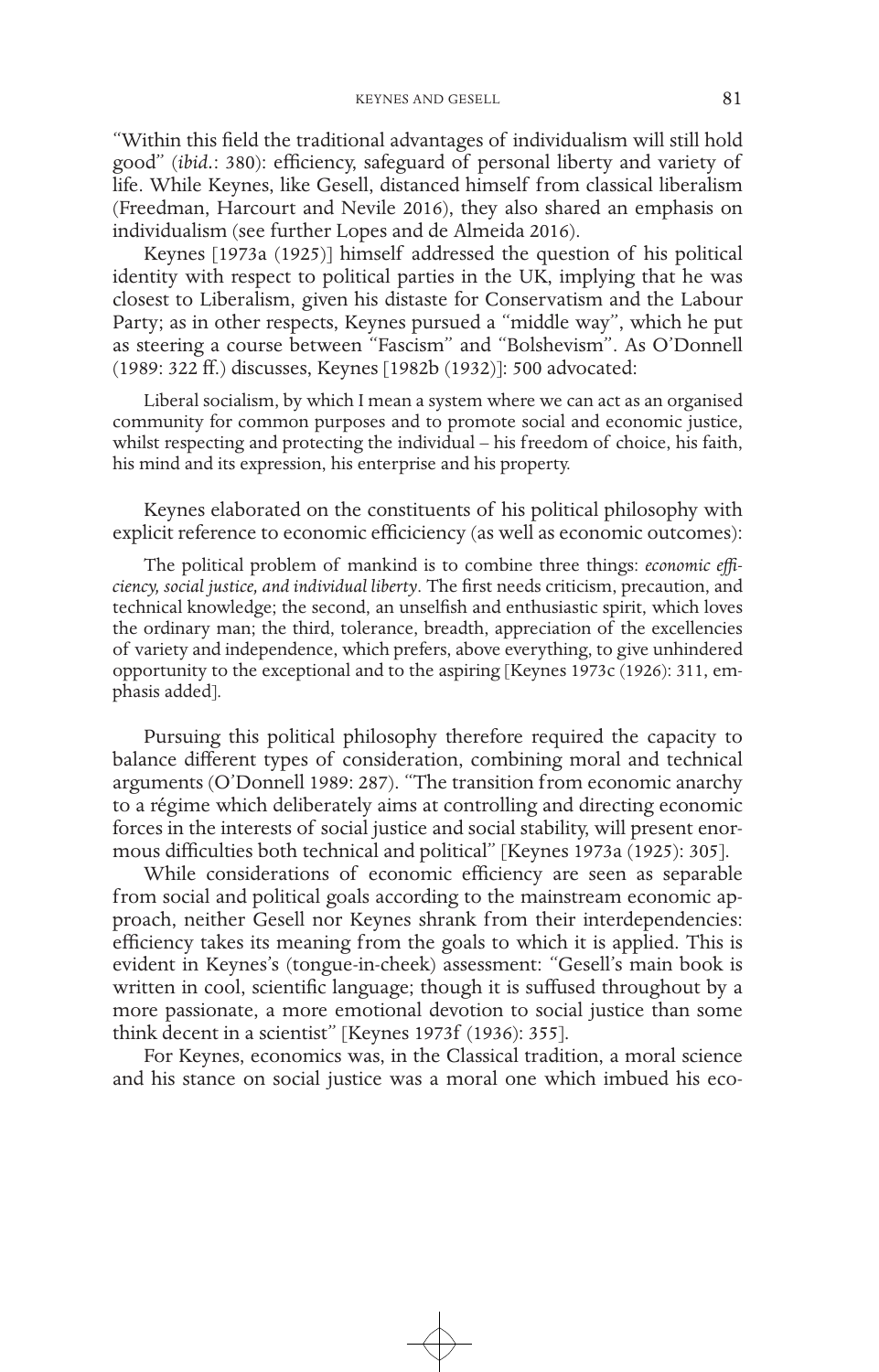"Within this field the traditional advantages of individualism will still hold good" (*ibid.*: 380): efficiency, safeguard of personal liberty and variety of life. While Keynes, like Gesell, distanced himself from classical liberalism (Freedman, Harcourt and Nevile 2016), they also shared an emphasis on individualism (see further Lopes and de Almeida 2016).

Keynes [1973a (1925)] himself addressed the question of his political identity with respect to political parties in the UK, implying that he was closest to Liberalism, given his distaste for Conservatism and the Labour Party; as in other respects, Keynes pursued a "middle way", which he put as steering a course between "Fascism" and "Bolshevism". As O'Donnell (1989: 322 ff.) discusses, Keynes [1982b (1932)]: 500 advocated:

> Liberal socialism, by which I mean a system where we can act as an organised community for common purposes and to promote social and economic justice, whilst respecting and protecting the individual – his freedom of choice, his faith, his mind and its expression, his enterprise and his property.

Keynes elaborated on the constituents of his political philosophy with explicit reference to economic efficiciency (as well as economic outcomes):

> The political problem of mankind is to combine three things: *economic efficiency, social justice, and individual liberty*. The first needs criticism, precaution, and technical knowledge; the second, an unselfish and enthusiastic spirit, which loves the ordinary man; the third, tolerance, breadth, appreciation of the excellencies of variety and independence, which prefers, above everything, to give unhindered opportunity to the exceptional and to the aspiring [Keynes 1973c (1926): 311, emphasis added].

Pursuing this political philosophy therefore required the capacity to balance different types of consideration, combining moral and technical arguments (O'Donnell 1989: 287). "The transition from economic anarchy to a régime which deliberately aims at controlling and directing economic forces in the interests of social justice and social stability, will present enormous difficulties both technical and political" [Keynes 1973a (1925): 305].

While considerations of economic efficiency are seen as separable from social and political goals according to the mainstream economic approach, neither Gesell nor Keynes shrank from their interdependencies: efficiency takes its meaning from the goals to which it is applied. This is evident in Keynes's (tongue-in-cheek) assessment: "Gesell's main book is written in cool, scientific language; though it is suffused throughout by a more passionate, a more emotional devotion to social justice than some think decent in a scientist" [Keynes 1973f (1936): 355].

For Keynes, economics was, in the Classical tradition, a moral science and his stance on social justice was a moral one which imbued his eco-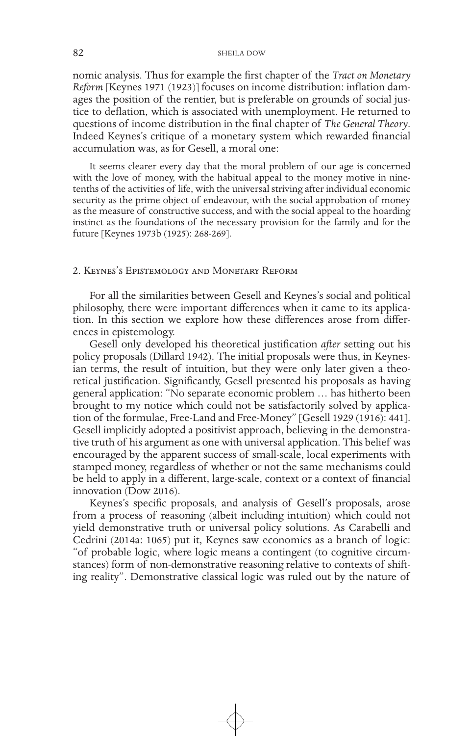nomic analysis. Thus for example the first chapter of the *Tract on Monetary Reform* [Keynes 1971 (1923)] focuses on income distribution: inflation damages the position of the rentier, but is preferable on grounds of social justice to deflation, which is associated with unemployment. He returned to questions of income distribution in the final chapter of *The General Theory*. Indeed Keynes's critique of a monetary system which rewarded financial accumulation was, as for Gesell, a moral one:

> It seems clearer every day that the moral problem of our age is concerned with the love of money, with the habitual appeal to the money motive in nine-tenths of the activities of life, with the universal striving after individual economic security as the prime object of endeavour, with the social approbation of money as the measure of constructive success, and with the social appeal to the hoarding instinct as the foundations of the necessary provision for the family and for the future [Keynes 1973b (1925): 268-269].

## 2. Keynes's Epistemology and Monetary Reform

For all the similarities between Gesell and Keynes's social and political philosophy, there were important differences when it came to its application. In this section we explore how these differences arose from differences in epistemology.

Gesell only developed his theoretical justification *after* setting out his policy proposals (Dillard 1942). The initial proposals were thus, in Keynesian terms, the result of intuition, but they were only later given a theoretical justification. Significantly, Gesell presented his proposals as having general application: "No separate economic problem … has hitherto been brought to my notice which could not be satisfactorily solved by application of the formulae, Free-Land and Free-Money" [Gesell 1929 (1916): 441]. Gesell implicitly adopted a positivist approach, believing in the demonstrative truth of his argument as one with universal application. This belief was encouraged by the apparent success of small-scale, local experiments with stamped money, regardless of whether or not the same mechanisms could be held to apply in a different, large-scale, context or a context of financial innovation (Dow 2016).

Keynes's specific proposals, and analysis of Gesell's proposals, arose from a process of reasoning (albeit including intuition) which could not yield demonstrative truth or universal policy solutions. As Carabelli and Cedrini (2014a: 1065) put it, Keynes saw economics as a branch of logic: "of probable logic, where logic means a contingent (to cognitive circumstances) form of non-demonstrative reasoning relative to contexts of shifting reality". Demonstrative classical logic was ruled out by the nature of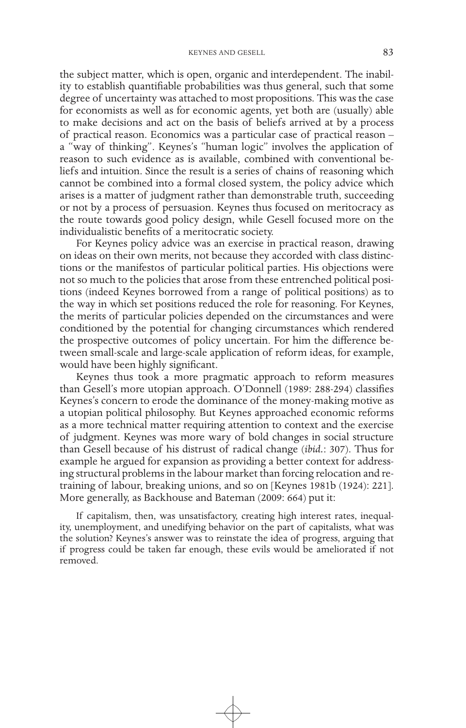the subject matter, which is open, organic and interdependent. The inability to establish quantifiable probabilities was thus general, such that some degree of uncertainty was attached to most propositions. This was the case for economists as well as for economic agents, yet both are (usually) able to make decisions and act on the basis of beliefs arrived at by a process of practical reason. Economics was a particular case of practical reason – a "way of thinking". Keynes's "human logic" involves the application of reason to such evidence as is available, combined with conventional beliefs and intuition. Since the result is a series of chains of reasoning which cannot be combined into a formal closed system, the policy advice which arises is a matter of judgment rather than demonstrable truth, succeeding or not by a process of persuasion. Keynes thus focused on meritocracy as the route towards good policy design, while Gesell focused more on the individualistic benefits of a meritocratic society.

For Keynes policy advice was an exercise in practical reason, drawing on ideas on their own merits, not because they accorded with class distinctions or the manifestos of particular political parties. His objections were not so much to the policies that arose from these entrenched political positions (indeed Keynes borrowed from a range of political positions) as to the way in which set positions reduced the role for reasoning. For Keynes, the merits of particular policies depended on the circumstances and were conditioned by the potential for changing circumstances which rendered the prospective outcomes of policy uncertain. For him the difference between small-scale and large-scale application of reform ideas, for example, would have been highly significant.

Keynes thus took a more pragmatic approach to reform measures than Gesell's more utopian approach. O'Donnell (1989: 288-294) classifies Keynes's concern to erode the dominance of the money-making motive as a utopian political philosophy. But Keynes approached economic reforms as a more technical matter requiring attention to context and the exercise of judgment. Keynes was more wary of bold changes in social structure than Gesell because of his distrust of radical change (*ibid.*: 307). Thus for example he argued for expansion as providing a better context for addressing structural problems in the labour market than forcing relocation and retraining of labour, breaking unions, and so on [Keynes 1981b (1924): 221]. More generally, as Backhouse and Bateman (2009: 664) put it:

> If capitalism, then, was unsatisfactory, creating high interest rates, inequality, unemployment, and unedifying behavior on the part of capitalists, what was the solution? Keynes's answer was to reinstate the idea of progress, arguing that if progress could be taken far enough, these evils would be ameliorated if not removed.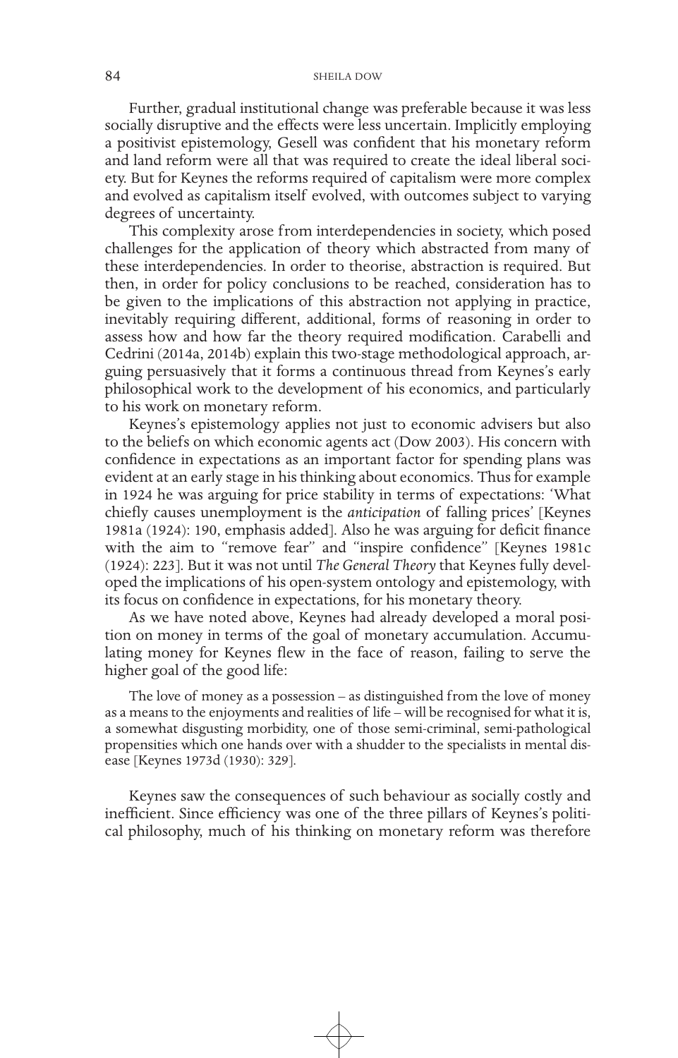Further, gradual institutional change was preferable because it was less socially disruptive and the effects were less uncertain. Implicitly employing a positivist epistemology, Gesell was confident that his monetary reform and land reform were all that was required to create the ideal liberal society. But for Keynes the reforms required of capitalism were more complex and evolved as capitalism itself evolved, with outcomes subject to varying degrees of uncertainty.

This complexity arose from interdependencies in society, which posed challenges for the application of theory which abstracted from many of these interdependencies. In order to theorise, abstraction is required. But then, in order for policy conclusions to be reached, consideration has to be given to the implications of this abstraction not applying in practice, inevitably requiring different, additional, forms of reasoning in order to assess how and how far the theory required modification. Carabelli and Cedrini (2014a, 2014b) explain this two-stage methodological approach, arguing persuasively that it forms a continuous thread from Keynes's early philosophical work to the development of his economics, and particularly to his work on monetary reform.

Keynes's epistemology applies not just to economic advisers but also to the beliefs on which economic agents act (Dow 2003). His concern with confidence in expectations as an important factor for spending plans was evident at an early stage in his thinking about economics. Thus for example in 1924 he was arguing for price stability in terms of expectations: 'What chiefly causes unemployment is the *anticipation* of falling prices' [Keynes 1981a (1924): 190, emphasis added]. Also he was arguing for deficit finance with the aim to "remove fear" and "inspire confidence" [Keynes 1981c (1924): 223]. But it was not until *The General Theory* that Keynes fully developed the implications of his open-system ontology and epistemology, with its focus on confidence in expectations, for his monetary theory.

As we have noted above, Keynes had already developed a moral position on money in terms of the goal of monetary accumulation. Accumulating money for Keynes flew in the face of reason, failing to serve the higher goal of the good life:

> The love of money as a possession – as distinguished from the love of money as a means to the enjoyments and realities of life – will be recognised for what it is, a somewhat disgusting morbidity, one of those semi-criminal, semi-pathological propensities which one hands over with a shudder to the specialists in mental disease [Keynes 1973d (1930): 329].

Keynes saw the consequences of such behaviour as socially costly and inefficient. Since efficiency was one of the three pillars of Keynes's political philosophy, much of his thinking on monetary reform was therefore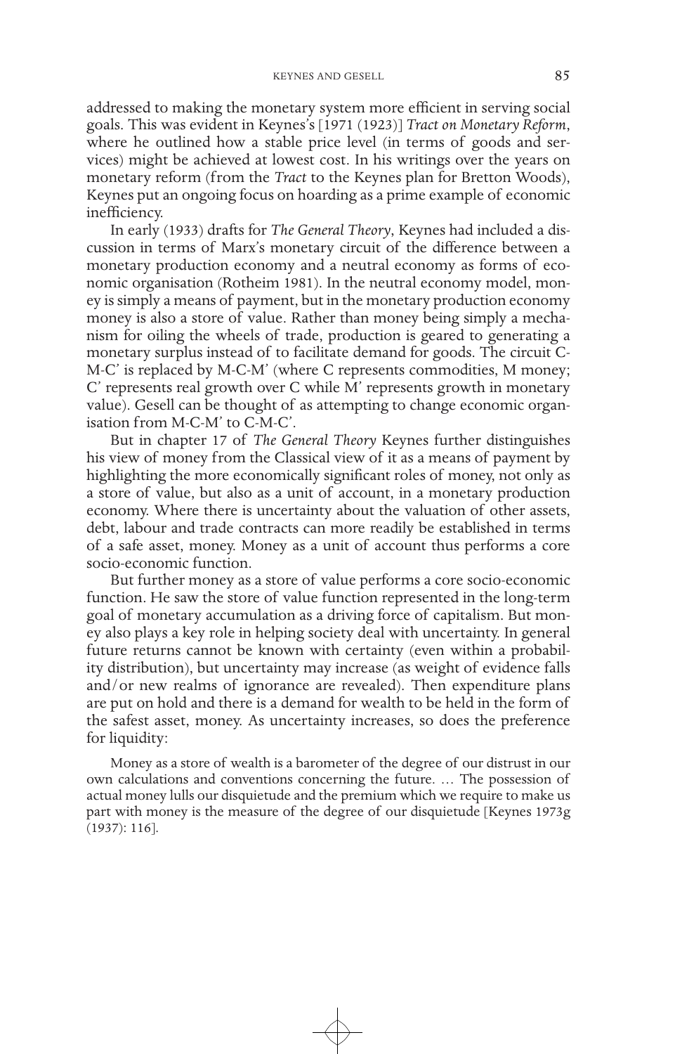addressed to making the monetary system more efficient in serving social goals. This was evident in Keynes's [1971 (1923)] *Tract on Monetary Reform*, where he outlined how a stable price level (in terms of goods and services) might be achieved at lowest cost. In his writings over the years on monetary reform (from the *Tract* to the Keynes plan for Bretton Woods), Keynes put an ongoing focus on hoarding as a prime example of economic inefficiency.

In early (1933) drafts for *The General Theory*, Keynes had included a discussion in terms of Marx's monetary circuit of the difference between a monetary production economy and a neutral economy as forms of economic organisation (Rotheim 1981). In the neutral economy model, money is simply a means of payment, but in the monetary production economy money is also a store of value. Rather than money being simply a mechanism for oiling the wheels of trade, production is geared to generating a monetary surplus instead of to facilitate demand for goods. The circuit C-M-C' is replaced by M-C-M' (where C represents commodities, M money; C' represents real growth over C while M' represents growth in monetary value). Gesell can be thought of as attempting to change economic organisation from M-C-M' to C-M-C'.

But in chapter 17 of *The General Theory* Keynes further distinguishes his view of money from the Classical view of it as a means of payment by highlighting the more economically significant roles of money, not only as a store of value, but also as a unit of account, in a monetary production economy. Where there is uncertainty about the valuation of other assets, debt, labour and trade contracts can more readily be established in terms of a safe asset, money. Money as a unit of account thus performs a core socio-economic function.

But further money as a store of value performs a core socio-economic function. He saw the store of value function represented in the long-term goal of monetary accumulation as a driving force of capitalism. But money also plays a key role in helping society deal with uncertainty. In general future returns cannot be known with certainty (even within a probability distribution), but uncertainty may increase (as weight of evidence falls and/or new realms of ignorance are revealed). Then expenditure plans are put on hold and there is a demand for wealth to be held in the form of the safest asset, money. As uncertainty increases, so does the preference for liquidity:

> Money as a store of wealth is a barometer of the degree of our distrust in our own calculations and conventions concerning the future. … The possession of actual money lulls our disquietude and the premium which we require to make us part with money is the measure of the degree of our disquietude [Keynes 1973g (1937): 116].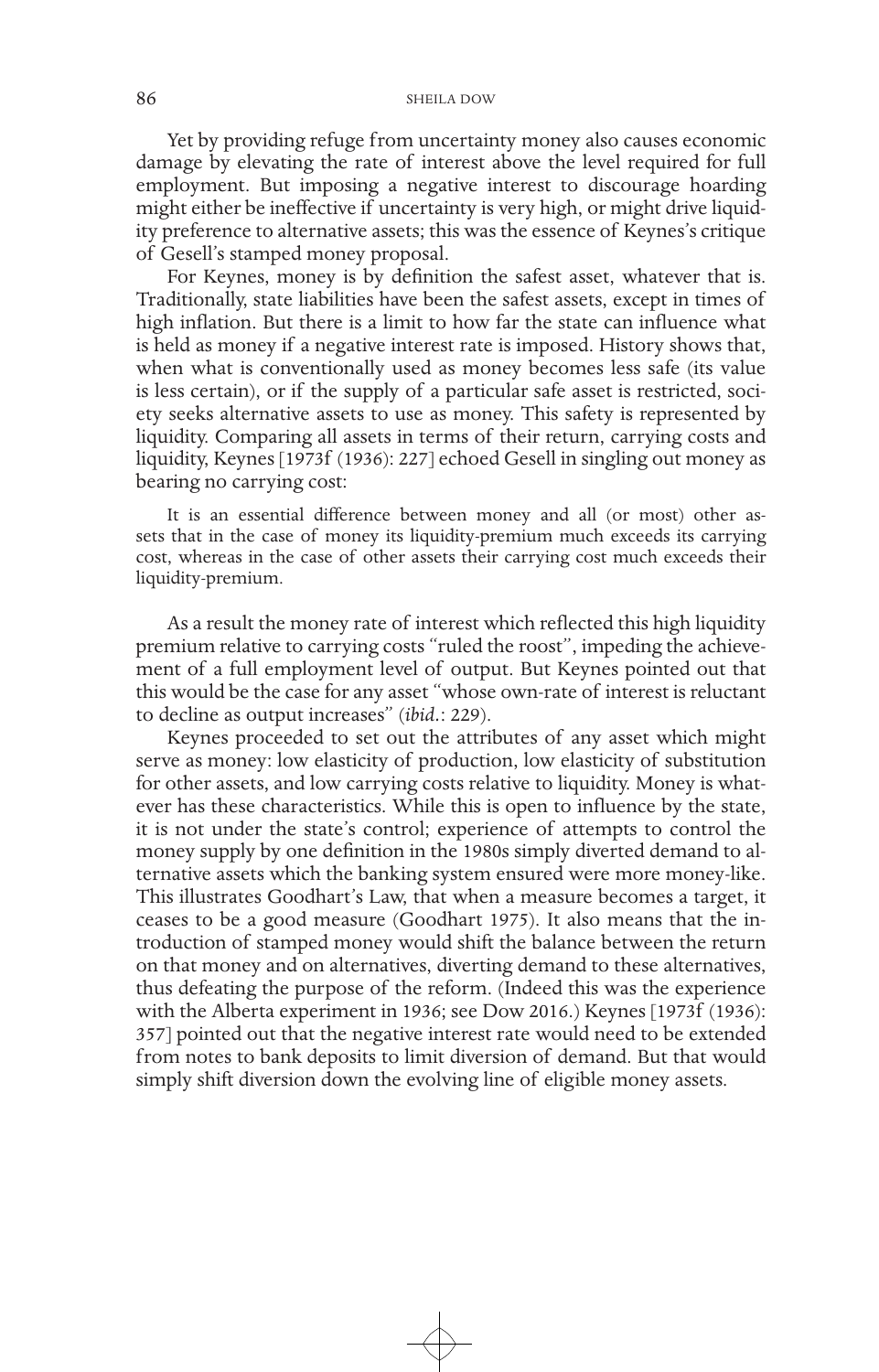Yet by providing refuge from uncertainty money also causes economic damage by elevating the rate of interest above the level required for full employment. But imposing a negative interest to discourage hoarding might either be ineffective if uncertainty is very high, or might drive liquidity preference to alternative assets; this was the essence of Keynes's critique of Gesell's stamped money proposal.

For Keynes, money is by definition the safest asset, whatever that is. Traditionally, state liabilities have been the safest assets, except in times of high inflation. But there is a limit to how far the state can influence what is held as money if a negative interest rate is imposed. History shows that, when what is conventionally used as money becomes less safe (its value is less certain), or if the supply of a particular safe asset is restricted, society seeks alternative assets to use as money. This safety is represented by liquidity. Comparing all assets in terms of their return, carrying costs and liquidity, Keynes [1973f (1936): 227] echoed Gesell in singling out money as bearing no carrying cost:

> It is an essential difference between money and all (or most) other assets that in the case of money its liquidity-premium much exceeds its carrying cost, whereas in the case of other assets their carrying cost much exceeds their liquidity-premium.

As a result the money rate of interest which reflected this high liquidity premium relative to carrying costs "ruled the roost", impeding the achievement of a full employment level of output. But Keynes pointed out that this would be the case for any asset "whose own-rate of interest is reluctant to decline as output increases" (*ibid*.: 229).

Keynes proceeded to set out the attributes of any asset which might serve as money: low elasticity of production, low elasticity of substitution for other assets, and low carrying costs relative to liquidity. Money is whatever has these characteristics. While this is open to influence by the state, it is not under the state's control; experience of attempts to control the money supply by one definition in the 1980s simply diverted demand to alternative assets which the banking system ensured were more money-like. This illustrates Goodhart's Law, that when a measure becomes a target, it ceases to be a good measure (Goodhart 1975). It also means that the introduction of stamped money would shift the balance between the return on that money and on alternatives, diverting demand to these alternatives, thus defeating the purpose of the reform. (Indeed this was the experience with the Alberta experiment in 1936; see Dow 2016.) Keynes [1973f (1936): 357] pointed out that the negative interest rate would need to be extended from notes to bank deposits to limit diversion of demand. But that would simply shift diversion down the evolving line of eligible money assets.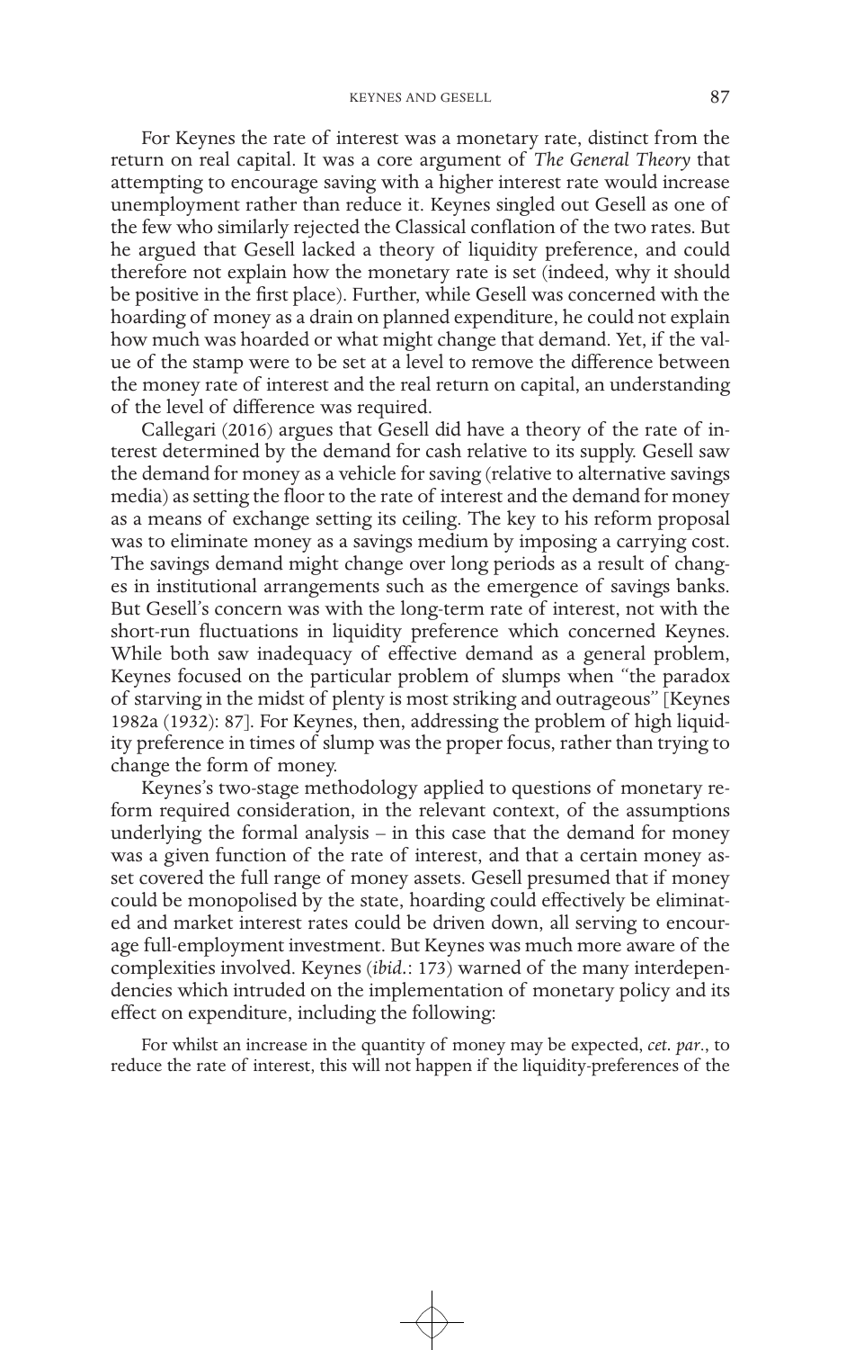For Keynes the rate of interest was a monetary rate, distinct from the return on real capital. It was a core argument of *The General Theory* that attempting to encourage saving with a higher interest rate would increase unemployment rather than reduce it. Keynes singled out Gesell as one of the few who similarly rejected the Classical conflation of the two rates. But he argued that Gesell lacked a theory of liquidity preference, and could therefore not explain how the monetary rate is set (indeed, why it should be positive in the first place). Further, while Gesell was concerned with the hoarding of money as a drain on planned expenditure, he could not explain how much was hoarded or what might change that demand. Yet, if the value of the stamp were to be set at a level to remove the difference between the money rate of interest and the real return on capital, an understanding of the level of difference was required.

Callegari (2016) argues that Gesell did have a theory of the rate of interest determined by the demand for cash relative to its supply. Gesell saw the demand for money as a vehicle for saving (relative to alternative savings media) as setting the floor to the rate of interest and the demand for money as a means of exchange setting its ceiling. The key to his reform proposal was to eliminate money as a savings medium by imposing a carrying cost. The savings demand might change over long periods as a result of changes in institutional arrangements such as the emergence of savings banks. But Gesell's concern was with the long-term rate of interest, not with the short-run fluctuations in liquidity preference which concerned Keynes. While both saw inadequacy of effective demand as a general problem, Keynes focused on the particular problem of slumps when "the paradox of starving in the midst of plenty is most striking and outrageous" [Keynes 1982a (1932): 87]. For Keynes, then, addressing the problem of high liquidity preference in times of slump was the proper focus, rather than trying to change the form of money.

Keynes's two-stage methodology applied to questions of monetary reform required consideration, in the relevant context, of the assumptions underlying the formal analysis – in this case that the demand for money was a given function of the rate of interest, and that a certain money asset covered the full range of money assets. Gesell presumed that if money could be monopolised by the state, hoarding could effectively be eliminated and market interest rates could be driven down, all serving to encourage full-employment investment. But Keynes was much more aware of the complexities involved. Keynes (*ibid*.: 173) warned of the many interdependencies which intruded on the implementation of monetary policy and its effect on expenditure, including the following:

> For whilst an increase in the quantity of money may be expected, *cet. par*., to reduce the rate of interest, this will not happen if the liquidity-preferences of the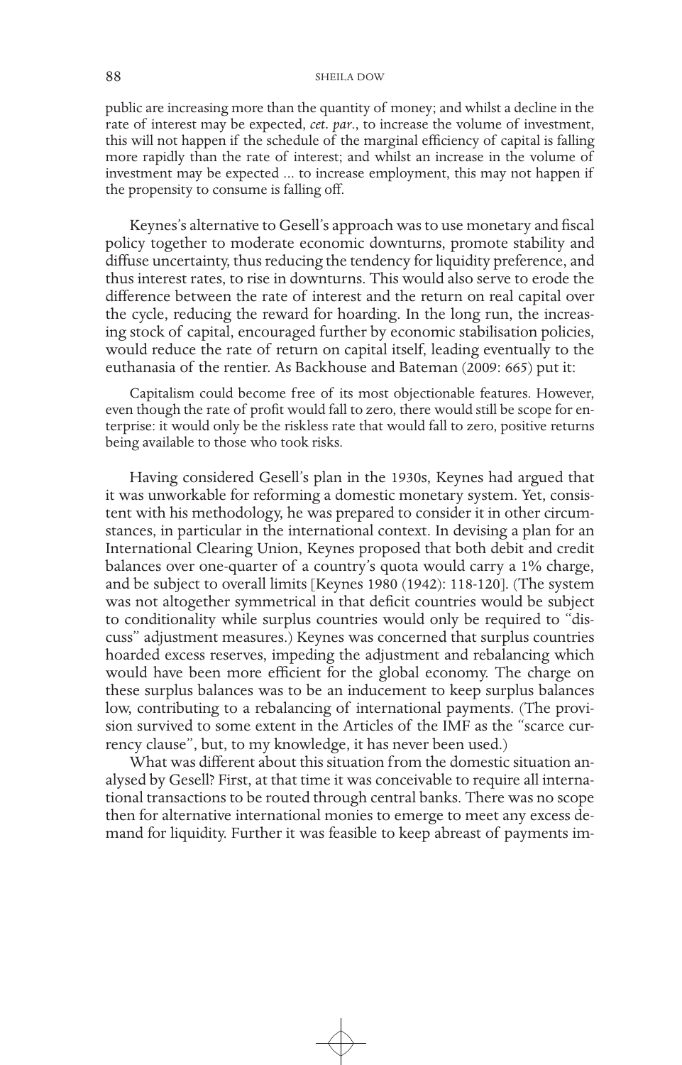public are increasing more than the quantity of money; and whilst a decline in the rate of interest may be expected, *cet. par.*, to increase the volume of investment, this will not happen if the schedule of the marginal efficiency of capital is falling more rapidly than the rate of interest; and whilst an increase in the volume of investment may be expected ... to increase employment, this may not happen if the propensity to consume is falling off.

Keynes's alternative to Gesell's approach was to use monetary and fiscal policy together to moderate economic downturns, promote stability and diffuse uncertainty, thus reducing the tendency for liquidity preference, and thus interest rates, to rise in downturns. This would also serve to erode the difference between the rate of interest and the return on real capital over the cycle, reducing the reward for hoarding. In the long run, the increasing stock of capital, encouraged further by economic stabilisation policies, would reduce the rate of return on capital itself, leading eventually to the euthanasia of the rentier. As Backhouse and Bateman (2009: 665) put it:

> Capitalism could become free of its most objectionable features. However, even though the rate of profit would fall to zero, there would still be scope for enterprise: it would only be the riskless rate that would fall to zero, positive returns being available to those who took risks.

Having considered Gesell's plan in the 1930s, Keynes had argued that it was unworkable for reforming a domestic monetary system. Yet, consistent with his methodology, he was prepared to consider it in other circumstances, in particular in the international context. In devising a plan for an International Clearing Union, Keynes proposed that both debit and credit balances over one-quarter of a country's quota would carry a 1% charge, and be subject to overall limits [Keynes 1980 (1942): 118-120]. (The system was not altogether symmetrical in that deficit countries would be subject to conditionality while surplus countries would only be required to "discuss" adjustment measures.) Keynes was concerned that surplus countries hoarded excess reserves, impeding the adjustment and rebalancing which would have been more efficient for the global economy. The charge on these surplus balances was to be an inducement to keep surplus balances low, contributing to a rebalancing of international payments. (The provision survived to some extent in the Articles of the IMF as the "scarce currency clause", but, to my knowledge, it has never been used.)

What was different about this situation from the domestic situation analysed by Gesell? First, at that time it was conceivable to require all international transactions to be routed through central banks. There was no scope then for alternative international monies to emerge to meet any excess demand for liquidity. Further it was feasible to keep abreast of payments im-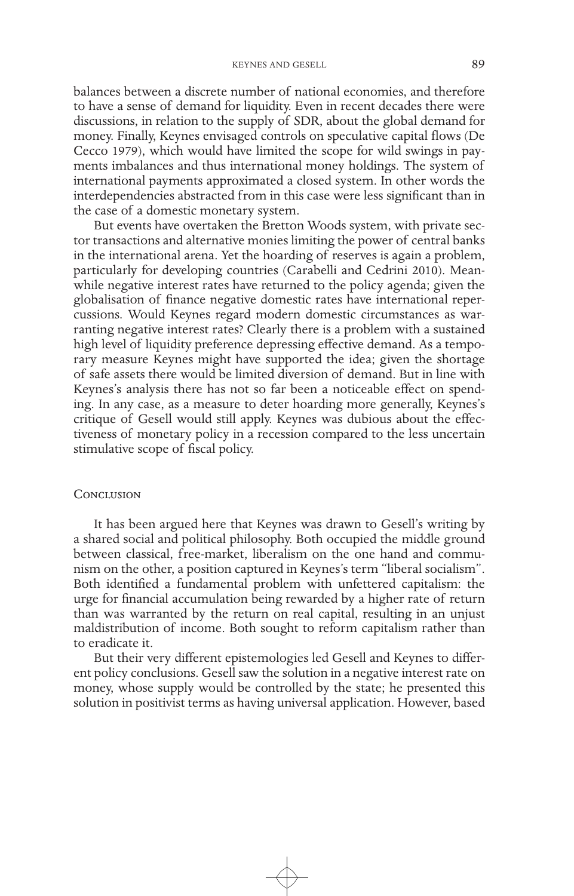balances between a discrete number of national economies, and therefore to have a sense of demand for liquidity. Even in recent decades there were discussions, in relation to the supply of SDR, about the global demand for money. Finally, Keynes envisaged controls on speculative capital flows (De Cecco 1979), which would have limited the scope for wild swings in payments imbalances and thus international money holdings. The system of international payments approximated a closed system. In other words the interdependencies abstracted from in this case were less significant than in the case of a domestic monetary system.

But events have overtaken the Bretton Woods system, with private sector transactions and alternative monies limiting the power of central banks in the international arena. Yet the hoarding of reserves is again a problem, particularly for developing countries (Carabelli and Cedrini 2010). Meanwhile negative interest rates have returned to the policy agenda; given the globalisation of finance negative domestic rates have international repercussions. Would Keynes regard modern domestic circumstances as warranting negative interest rates? Clearly there is a problem with a sustained high level of liquidity preference depressing effective demand. As a temporary measure Keynes might have supported the idea; given the shortage of safe assets there would be limited diversion of demand. But in line with Keynes's analysis there has not so far been a noticeable effect on spending. In any case, as a measure to deter hoarding more generally, Keynes's critique of Gesell would still apply. Keynes was dubious about the effectiveness of monetary policy in a recession compared to the less uncertain stimulative scope of fiscal policy.

## Conclusion

It has been argued here that Keynes was drawn to Gesell's writing by a shared social and political philosophy. Both occupied the middle ground between classical, free-market, liberalism on the one hand and communism on the other, a position captured in Keynes's term "liberal socialism". Both identified a fundamental problem with unfettered capitalism: the urge for financial accumulation being rewarded by a higher rate of return than was warranted by the return on real capital, resulting in an unjust maldistribution of income. Both sought to reform capitalism rather than to eradicate it.

But their very different epistemologies led Gesell and Keynes to different policy conclusions. Gesell saw the solution in a negative interest rate on money, whose supply would be controlled by the state; he presented this solution in positivist terms as having universal application. However, based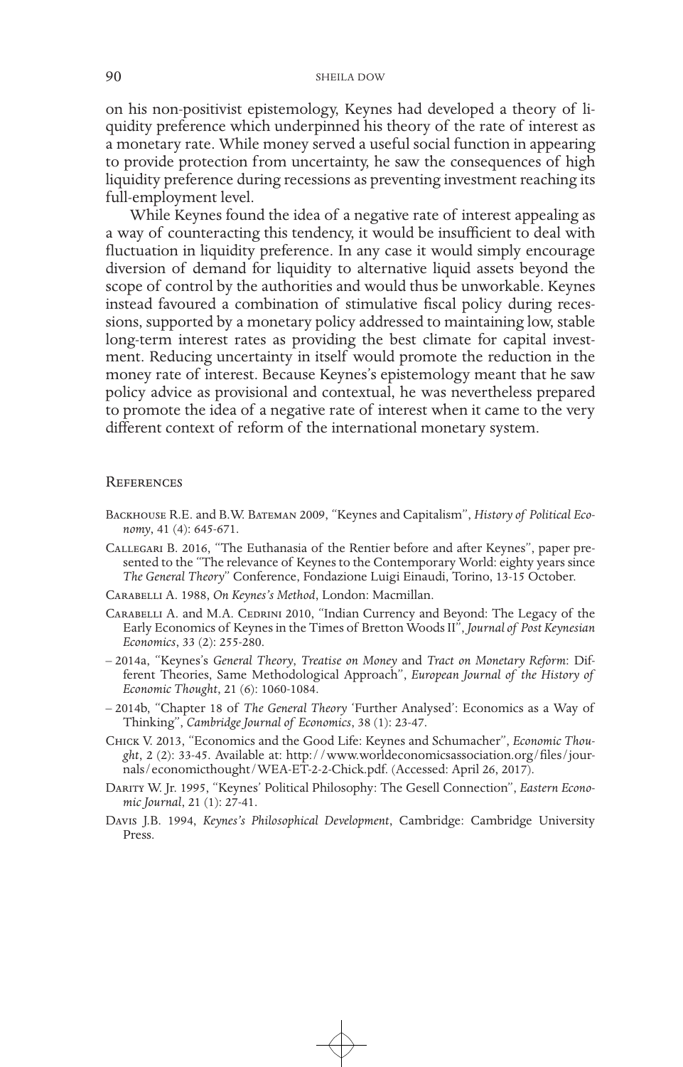on his non-positivist epistemology, Keynes had developed a theory of liquidity preference which underpinned his theory of the rate of interest as a monetary rate. While money served a useful social function in appearing to provide protection from uncertainty, he saw the consequences of high liquidity preference during recessions as preventing investment reaching its full-employment level.

While Keynes found the idea of a negative rate of interest appealing as a way of counteracting this tendency, it would be insufficient to deal with fluctuation in liquidity preference. In any case it would simply encourage diversion of demand for liquidity to alternative liquid assets beyond the scope of control by the authorities and would thus be unworkable. Keynes instead favoured a combination of stimulative fiscal policy during recessions, supported by a monetary policy addressed to maintaining low, stable long-term interest rates as providing the best climate for capital investment. Reducing uncertainty in itself would promote the reduction in the money rate of interest. Because Keynes's epistemology meant that he saw policy advice as provisional and contextual, he was nevertheless prepared to promote the idea of a negative rate of interest when it came to the very different context of reform of the international monetary system.

## References

Backhouse R.E. and B.W. Bateman 2009, "Keynes and Capitalism", *History of Political Economy*, 41 (4): 645-671.

Callegari B. 2016, "The Euthanasia of the Rentier before and after Keynes", paper presented to the "The relevance of Keynes to the Contemporary World: eighty years since *The General Theory*" Conference, Fondazione Luigi Einaudi, Torino, 13-15 October.

Carabelli A. 1988, *On Keynes's Method*, London: Macmillan.

Carabelli A. and M.A. Cedrini 2010, "Indian Currency and Beyond: The Legacy of the Early Economics of Keynes in the Times of Bretton Woods II", *Journal of Post Keynesian Economics*, 33 (2): 255-280.

– 2014a, "Keynes's *General Theory*, *Treatise on Money* and *Tract on Monetary Reform*: Different Theories, Same Methodological Approach", *European Journal of the History of Economic Thought*, 21 (6): 1060-1084.

– 2014b, "Chapter 18 of *The General Theory* 'Further Analysed': Economics as a Way of Thinking", *Cambridge Journal of Economics*, 38 (1): 23-47.

Chick V. 2013, "Economics and the Good Life: Keynes and Schumacher", *Economic Thought*, 2 (2): 33-45. Available at: http://www.worldeconomicsassociation.org/files/journals/economicthought/WEA-ET-2-2-Chick.pdf. (Accessed: April 26, 2017).

Darity W. Jr. 1995, "Keynes' Political Philosophy: The Gesell Connection", *Eastern Economic Journal*, 21 (1): 27-41.

Davis J.B. 1994, *Keynes's Philosophical Development*, Cambridge: Cambridge University Press.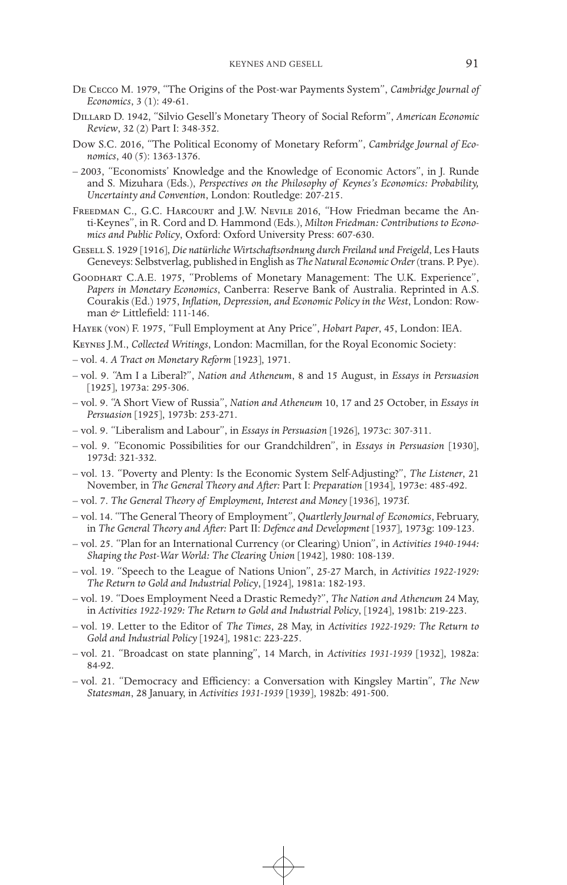De Cecco M. 1979, "The Origins of the Post-war Payments System", *Cambridge Journal of Economics*, 3 (1): 49-61.

Dillard D. 1942, "Silvio Gesell's Monetary Theory of Social Reform", *American Economic Review*, 32 (2) Part I: 348-352.

Dow S.C. 2016, "The Political Economy of Monetary Reform", *Cambridge Journal of Economics*, 40 (5): 1363-1376.

– 2003, "Economists' Knowledge and the Knowledge of Economic Actors", in J. Runde and S. Mizuhara (Eds.), *Perspectives on the Philosophy of Keynes's Economics: Probability, Uncertainty and Convention*, London: Routledge: 207-215.

Freedman C., G.C. Harcourt and J.W. Nevile 2016, "How Friedman became the Anti-Keynes", in R. Cord and D. Hammond (Eds.), *Milton Friedman: Contributions to Economics and Public Policy*, Oxford: Oxford University Press: 607-630.

Gesell S. 1929 [1916], *Die natürliche Wirtschaftsordnung durch Freiland und Freigeld*, Les Hauts Geneveys: Selbstverlag, published in English as *The Natural Economic Order* (trans. P. Pye).

Goodhart C.A.E. 1975, "Problems of Monetary Management: The U.K. Experience", *Papers in Monetary Economics*, Canberra: Reserve Bank of Australia. Reprinted in A.S. Courakis (Ed.) 1975, *Inflation, Depression, and Economic Policy in the West*, London: Rowman & Littlefield: 111-146.

Hayek (von) F. 1975, "Full Employment at Any Price", *Hobart Paper*, 45, London: IEA.

Keynes J.M., *Collected Writings*, London: Macmillan, for the Royal Economic Society:

– vol. 4. *A Tract on Monetary Reform* [1923], 1971.

– vol. 9. "Am I a Liberal?", *Nation and Atheneum*, 8 and 15 August, in *Essays in Persuasion* [1925], 1973a: 295-306.

– vol. 9. "A Short View of Russia", *Nation and Atheneum* 10, 17 and 25 October, in *Essays in Persuasion* [1925], 1973b: 253-271.

– vol. 9. "Liberalism and Labour", in *Essays in Persuasion* [1926], 1973c: 307-311.

– vol. 9. "Economic Possibilities for our Grandchildren", in *Essays in Persuasion* [1930], 1973d: 321-332.

– vol. 13. "Poverty and Plenty: Is the Economic System Self-Adjusting?", *The Listener*, 21 November, in *The General Theory and After:* Part I: *Preparation* [1934], 1973e: 485-492.

– vol. 7. *The General Theory of Employment, Interest and Money* [1936], 1973f.

– vol. 14. "The General Theory of Employment", *Quartlerly Journal of Economics*, February, in *The General Theory and After:* Part II: *Defence and Development* [1937], 1973g: 109-123.

– vol. 25. "Plan for an International Currency (or Clearing) Union", in *Activities 1940-1944: Shaping the Post-War World: The Clearing Union* [1942], 1980: 108-139.

– vol. 19. "Speech to the League of Nations Union", 25-27 March, in *Activities 1922-1929: The Return to Gold and Industrial Policy*, [1924], 1981a: 182-193.

– vol. 19. "Does Employment Need a Drastic Remedy?", *The Nation and Atheneum* 24 May, in *Activities 1922-1929: The Return to Gold and Industrial Policy*, [1924], 1981b: 219-223.

– vol. 19. Letter to the Editor of *The Times*, 28 May, in *Activities 1922-1929: The Return to Gold and Industrial Policy* [1924], 1981c: 223-225.

– vol. 21. "Broadcast on state planning", 14 March, in *Activities 1931-1939* [1932], 1982a: 84-92.

– vol. 21. "Democracy and Efficiency: a Conversation with Kingsley Martin", *The New Statesman*, 28 January, in *Activities 1931-1939* [1939], 1982b: 491-500.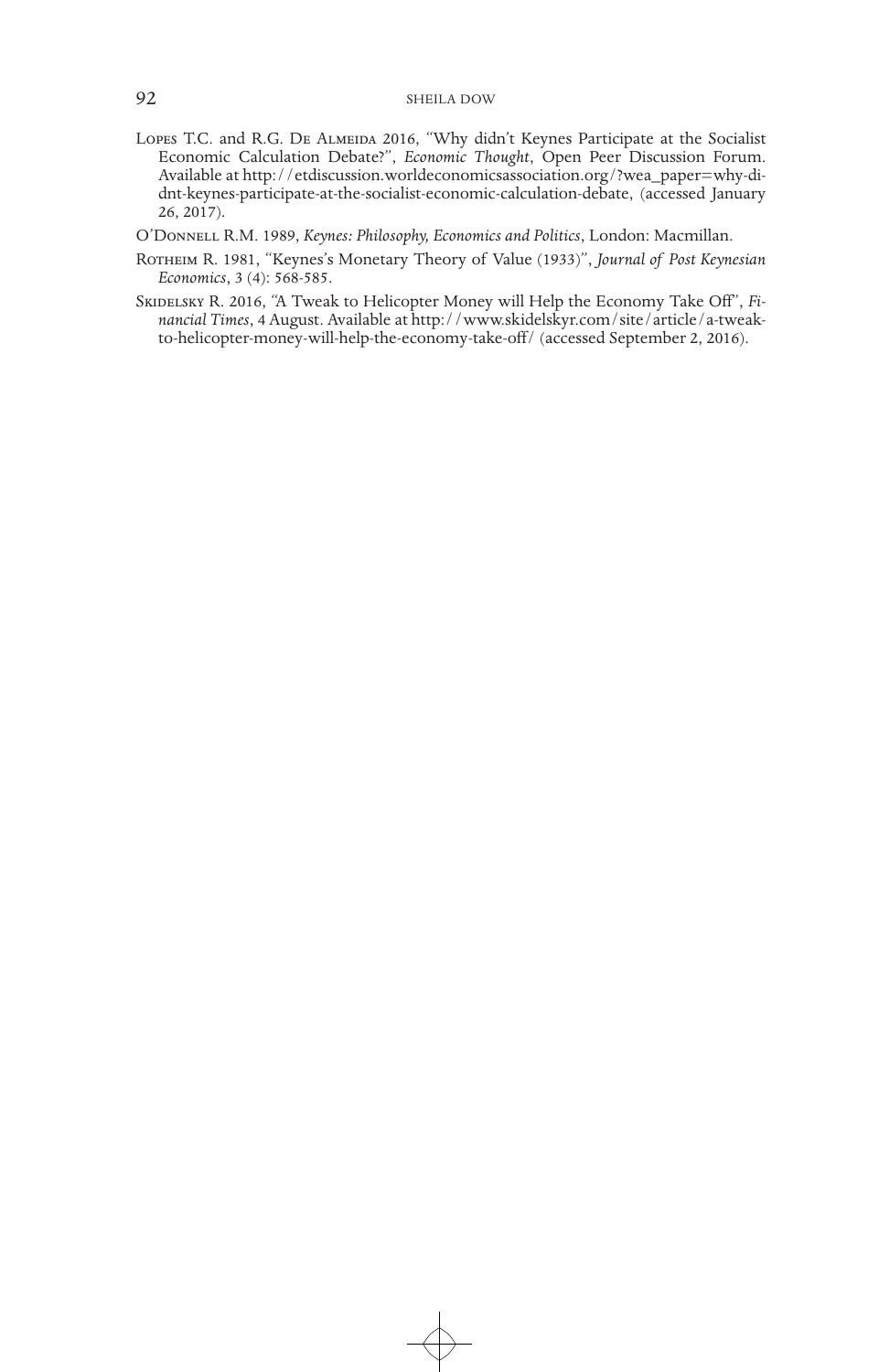Lopes T.C. and R.G. De Almeida 2016, "Why didn't Keynes Participate at the Socialist Economic Calculation Debate?", *Economic Thought*, Open Peer Discussion Forum. Available at http://etdiscussion.worldeconomicsassociation.org/?wea_paper=why-didnt-keynes-participate-at-the-socialist-economic-calculation-debate, (accessed January 26, 2017).

O'Donnell R.M. 1989, *Keynes: Philosophy, Economics and Politics*, London: Macmillan.

Rotheim R. 1981, "Keynes's Monetary Theory of Value (1933)", *Journal of Post Keynesian Economics*, 3 (4): 568-585.

Skidelsky R. 2016, "A Tweak to Helicopter Money will Help the Economy Take Off", *Financial Times*, 4 August. Available at http://www.skidelskyr.com/site/article/a-tweak-to-helicopter-money-will-help-the-economy-take-off/ (accessed September 2, 2016).